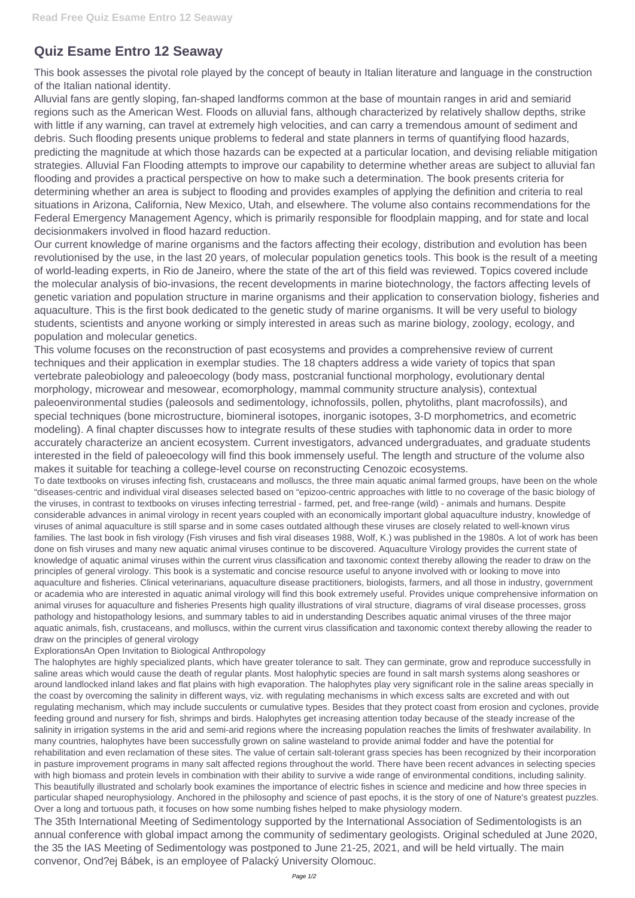# Quiz Esame Entro 12 Seaway

This book assesses the pivotal role played by the concept of beauty in Italian literature and language in the construction of the Italian national identity.

Alluvial fans are gently sloping, fan-shaped landforms common at the base of mountain ranges in arid and semiarid regions such as the American West. Floods on alluvial fans, although characterized by relatively shallow depths, strike with little if any warning, can travel at extremely high velocities, and can carry a tremendous amount of sediment and debris. Such flooding presents unique problems to federal and state planners in terms of quantifying flood hazards, predicting the magnitude at which those hazards can be expected at a particular location, and devising reliable mitigation strategies. Alluvial Fan Flooding attempts to improve our capability to determine whether areas are subject to alluvial fan flooding and provides a practical perspective on how to make such a determination. The book presents criteria for determining whether an area is subject to flooding and provides examples of applying the definition and criteria to real situations in Arizona, California, New Mexico, Utah, and elsewhere. The volume also contains recommendations for the Federal Emergency Management Agency, which is primarily responsible for floodplain mapping, and for state and local decisionmakers involved in flood hazard reduction.

Our current knowledge of marine organisms and the factors affecting their ecology, distribution and evolution has been revolutionised by the use, in the last 20 years, of molecular population genetics tools. This book is the result of a meeting of world-leading experts, in Rio de Janeiro, where the state of the art of this field was reviewed. Topics covered include the molecular analysis of bio-invasions, the recent developments in marine biotechnology, the factors affecting levels of genetic variation and population structure in marine organisms and their application to conservation biology, fisheries and aquaculture. This is the first book dedicated to the genetic study of marine organisms. It will be very useful to biology students, scientists and anyone working or simply interested in areas such as marine biology, zoology, ecology, and population and molecular genetics.

This volume focuses on the reconstruction of past ecosystems and provides a comprehensive review of current techniques and their application in exemplar studies. The 18 chapters address a wide variety of topics that span vertebrate paleobiology and paleoecology (body mass, postcranial functional morphology, evolutionary dental morphology, microwear and mesowear, ecomorphology, mammal community structure analysis), contextual paleoenvironmental studies (paleosols and sedimentology, ichnofossils, pollen, phytoliths, plant macrofossils), and special techniques (bone microstructure, biomineral isotopes, inorganic isotopes, 3-D morphometrics, and ecometric modeling). A final chapter discusses how to integrate results of these studies with taphonomic data in order to more accurately characterize an ancient ecosystem. Current investigators, advanced undergraduates, and graduate students interested in the field of paleoecology will find this book immensely useful. The length and structure of the volume also makes it suitable for teaching a college-level course on reconstructing Cenozoic ecosystems.

To date textbooks on viruses infecting fish, crustaceans and molluscs, the three main aquatic animal farmed groups, have been on the whole "diseases-centric and individual viral diseases selected based on "epizoo-centric approaches with little to no coverage of the basic biology of the viruses, in contrast to textbooks on viruses infecting terrestrial - farmed, pet, and free-range (wild) - animals and humans. Despite considerable advances in animal virology in recent years coupled with an economically important global aquaculture industry, knowledge of viruses of animal aquaculture is still sparse and in some cases outdated although these viruses are closely related to well-known virus families. The last book in fish virology (Fish viruses and fish viral diseases 1988, Wolf, K.) was published in the 1980s. A lot of work has been done on fish viruses and many new aquatic animal viruses continue to be discovered. Aquaculture Virology provides the current state of knowledge of aquatic animal viruses within the current virus classification and taxonomic context thereby allowing the reader to draw on the principles of general virology. This book is a systematic and concise resource useful to anyone involved with or looking to move into aquaculture and fisheries. Clinical veterinarians, aquaculture disease practitioners, biologists, farmers, and all those in industry, government or academia who are interested in aquatic animal virology will find this book extremely useful. Provides unique comprehensive information on animal viruses for aquaculture and fisheries Presents high quality illustrations of viral structure, diagrams of viral disease processes, gross pathology and histopathology lesions, and summary tables to aid in understanding Describes aquatic animal viruses of the three major aquatic animals, fish, crustaceans, and molluscs, within the current virus classification and taxonomic context thereby allowing the reader to draw on the principles of general virology

ExplorationsAn Open Invitation to Biological Anthropology

The halophytes are highly specialized plants, which have greater tolerance to salt. They can germinate, grow and reproduce successfully in saline areas which would cause the death of regular plants. Most halophytic species are found in salt marsh systems along seashores or around landlocked inland lakes and flat plains with high evaporation. The halophytes play very significant role in the saline areas specially in the coast by overcoming the salinity in different ways, viz. with regulating mechanisms in which excess salts are excreted and with out regulating mechanism, which may include succulents or cumulative types. Besides that they protect coast from erosion and cyclones, provide feeding ground and nursery for fish, shrimps and birds. Halophytes get increasing attention today because of the steady increase of the salinity in irrigation systems in the arid and semi-arid regions where the increasing population reaches the limits of freshwater availability. In many countries, halophytes have been successfully grown on saline wasteland to provide animal fodder and have the potential for rehabilitation and even reclamation of these sites. The value of certain salt-tolerant grass species has been recognized by their incorporation in pasture improvement programs in many salt affected regions throughout the world. There have been recent advances in selecting species with high biomass and protein levels in combination with their ability to survive a wide range of environmental conditions, including salinity.

This beautifully illustrated and scholarly book examines the importance of electric fishes in science and medicine and how three species in particular shaped neurophysiology. Anchored in the philosophy and science of past epochs, it is the story of one of Nature's greatest puzzles. Over a long and tortuous path, it focuses on how some numbing fishes helped to make physiology modern.

The 35th International Meeting of Sedimentology supported by the International Association of Sedimentologists is an annual conference with global impact among the community of sedimentary geologists. Original scheduled at June 2020, the 35 the IAS Meeting of Sedimentology was postponed to June 21-25, 2021, and will be held virtually. The main convenor, Ond?ej Bábek, is an employee of Palacký University Olomouc.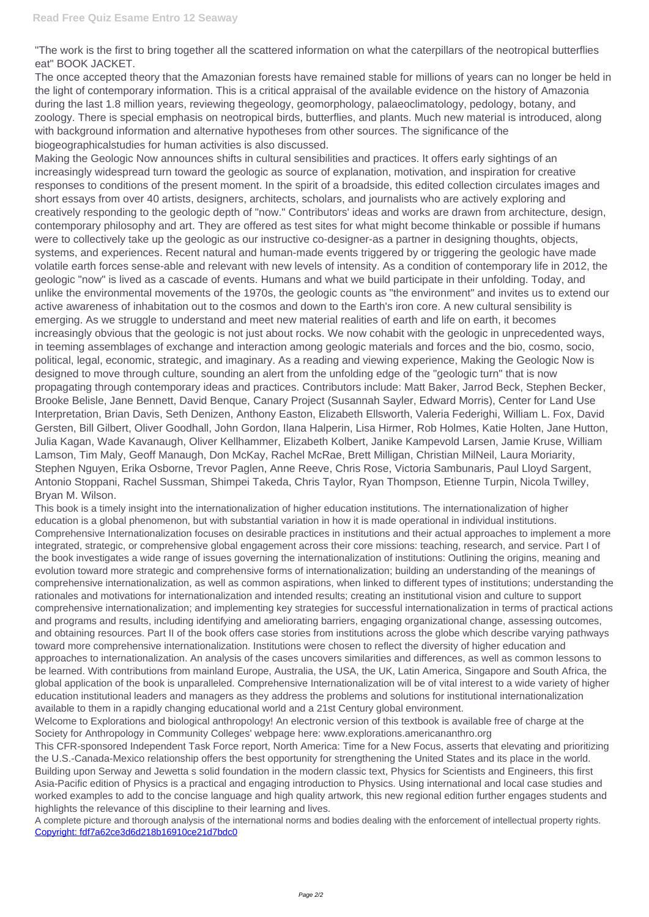"The work is the first to bring together all the scattered information on what the caterpillars of the neotropical butterflies eat" BOOK JACKET.

The once accepted theory that the Amazonian forests have remained stable for millions of years can no longer be held in the light of contemporary information. This is a critical appraisal of the available evidence on the history of Amazonia during the last 1.8 million years, reviewing thegeology, geomorphology, palaeoclimatology, pedology, botany, and zoology. There is special emphasis on neotropical birds, butterflies, and plants. Much new material is introduced, along with background information and alternative hypotheses from other sources. The significance of the biogeographicalstudies for human activities is also discussed.

Making the Geologic Now announces shifts in cultural sensibilities and practices. It offers early sightings of an increasingly widespread turn toward the geologic as source of explanation, motivation, and inspiration for creative responses to conditions of the present moment. In the spirit of a broadside, this edited collection circulates images and short essays from over 40 artists, designers, architects, scholars, and journalists who are actively exploring and creatively responding to the geologic depth of "now." Contributors' ideas and works are drawn from architecture, design, contemporary philosophy and art. They are offered as test sites for what might become thinkable or possible if humans were to collectively take up the geologic as our instructive co-designer-as a partner in designing thoughts, objects, systems, and experiences. Recent natural and human-made events triggered by or triggering the geologic have made volatile earth forces sense-able and relevant with new levels of intensity. As a condition of contemporary life in 2012, the geologic "now" is lived as a cascade of events. Humans and what we build participate in their unfolding. Today, and unlike the environmental movements of the 1970s, the geologic counts as "the environment" and invites us to extend our active awareness of inhabitation out to the cosmos and down to the Earth's iron core. A new cultural sensibility is emerging. As we struggle to understand and meet new material realities of earth and life on earth, it becomes increasingly obvious that the geologic is not just about rocks. We now cohabit with the geologic in unprecedented ways, in teeming assemblages of exchange and interaction among geologic materials and forces and the bio, cosmo, socio, political, legal, economic, strategic, and imaginary. As a reading and viewing experience, Making the Geologic Now is designed to move through culture, sounding an alert from the unfolding edge of the "geologic turn" that is now propagating through contemporary ideas and practices. Contributors include: Matt Baker, Jarrod Beck, Stephen Becker, Brooke Belisle, Jane Bennett, David Benque, Canary Project (Susannah Sayler, Edward Morris), Center for Land Use Interpretation, Brian Davis, Seth Denizen, Anthony Easton, Elizabeth Ellsworth, Valeria Federighi, William L. Fox, David Gersten, Bill Gilbert, Oliver Goodhall, John Gordon, Ilana Halperin, Lisa Hirmer, Rob Holmes, Katie Holten, Jane Hutton, Julia Kagan, Wade Kavanaugh, Oliver Kellhammer, Elizabeth Kolbert, Janike Kampevold Larsen, Jamie Kruse, William Lamson, Tim Maly, Geoff Manaugh, Don McKay, Rachel McRae, Brett Milligan, Christian MilNeil, Laura Moriarity, Stephen Nguyen, Erika Osborne, Trevor Paglen, Anne Reeve, Chris Rose, Victoria Sambunaris, Paul Lloyd Sargent, Antonio Stoppani, Rachel Sussman, Shimpei Takeda, Chris Taylor, Ryan Thompson, Etienne Turpin, Nicola Twilley, Bryan M. Wilson.

This book is a timely insight into the internationalization of higher education institutions. The internationalization of higher education is a global phenomenon, but with substantial variation in how it is made operational in individual institutions. Comprehensive Internationalization focuses on desirable practices in institutions and their actual approaches to implement a more integrated, strategic, or comprehensive global engagement across their core missions: teaching, research, and service. Part I of the book investigates a wide range of issues governing the internationalization of institutions: Outlining the origins, meaning and evolution toward more strategic and comprehensive forms of internationalization; building an understanding of the meanings of comprehensive internationalization, as well as common aspirations, when linked to different types of institutions; understanding the rationales and motivations for internationalization and intended results; creating an institutional vision and culture to support comprehensive internationalization; and implementing key strategies for successful internationalization in terms of practical actions and programs and results, including identifying and ameliorating barriers, engaging organizational change, assessing outcomes, and obtaining resources. Part II of the book offers case stories from institutions across the globe which describe varying pathways toward more comprehensive internationalization. Institutions were chosen to reflect the diversity of higher education and approaches to internationalization. An analysis of the cases uncovers similarities and differences, as well as common lessons to be learned. With contributions from mainland Europe, Australia, the USA, the UK, Latin America, Singapore and South Africa, the global application of the book is unparalleled. Comprehensive Internationalization will be of vital interest to a wide variety of higher education institutional leaders and managers as they address the problems and solutions for institutional internationalization available to them in a rapidly changing educational world and a 21st Century global environment.

Welcome to Explorations and biological anthropology! An electronic version of this textbook is available free of charge at the Society for Anthropology in Community Colleges' webpage here: www.explorations.americananthro.org

This CFR-sponsored Independent Task Force report, North America: Time for a New Focus, asserts that elevating and prioritizing the U.S.-Canada-Mexico relationship offers the best opportunity for strengthening the United States and its place in the world.

Building upon Serway and Jewetta s solid foundation in the modern classic text, Physics for Scientists and Engineers, this first Asia-Pacific edition of Physics is a practical and engaging introduction to Physics. Using international and local case studies and worked examples to add to the concise language and high quality artwork, this new regional edition further engages students and highlights the relevance of this discipline to their learning and lives.

A complete picture and thorough analysis of the international norms and bodies dealing with the enforcement of intellectual property rights.

Copyright: fdf7a62ce3d6d218b16910ce21d7bdc0